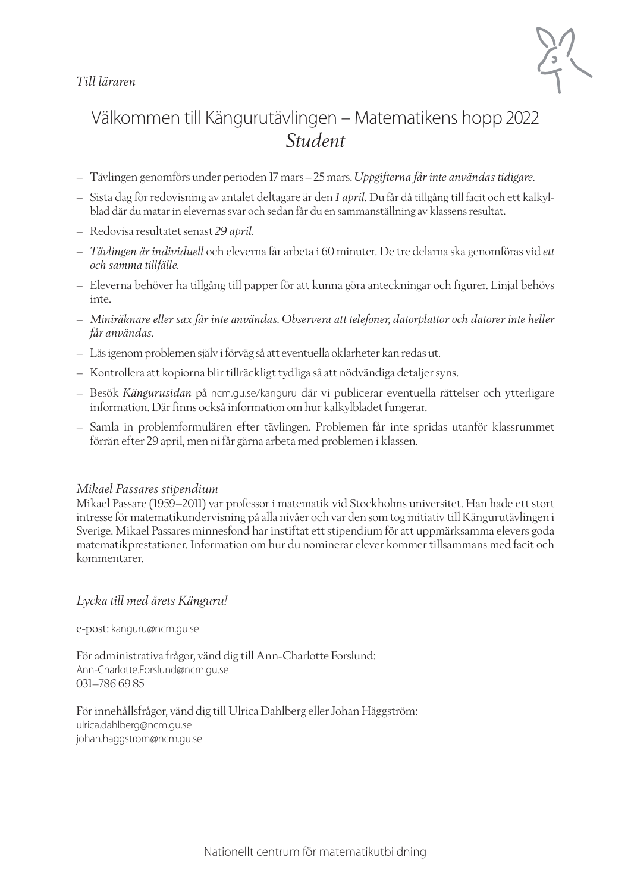*Till läraren*

# Välkommen till Kängurutävlingen – Matematikens hopp 2022
## *Student*

- Tävlingen genomförs under perioden 17 mars – 25 mars. *Uppgifterna får inte användas tidigare.*
- Sista dag för redovisning av antalet deltagare är den *1 april*. Du får då tillgång till facit och ett kalkylblad där du matar in elevernas svar och sedan får du en sammanställning av klassens resultat.
- Redovisa resultatet senast *29 april*.
- *Tävlingen är individuell* och eleverna får arbeta i 60 minuter. De tre delarna ska genomföras vid *ett och samma tillfälle.*
- Eleverna behöver ha tillgång till papper för att kunna göra anteckningar och figurer. Linjal behövs inte.
- *Miniräknare eller sax får inte användas. Observera att telefoner, datorplattor och datorer inte heller får användas.*
- Läs igenom problemen själv i förväg så att eventuella oklarheter kan redas ut.
- Kontrollera att kopiorna blir tillräckligt tydliga så att nödvändiga detaljer syns.
- Besök *Kängurusidan* på ncm.gu.se/kanguru där vi publicerar eventuella rättelser och ytterligare information. Där finns också information om hur kalkylbladet fungerar.
- Samla in problemformulären efter tävlingen. Problemen får inte spridas utanför klassrummet förrän efter 29 april, men ni får gärna arbeta med problemen i klassen.

*Mikael Passares stipendium*
Mikael Passare (1959–2011) var professor i matematik vid Stockholms universitet. Han hade ett stort intresse för matematikundervisning på alla nivåer och var den som tog initiativ till Kängurutävlingen i Sverige. Mikael Passares minnesfond har instiftat ett stipendium för att uppmärksamma elevers goda matematikprestationer. Information om hur du nominerar elever kommer tillsammans med facit och kommentarer.

*Lycka till med årets Känguru!*

e-post: kanguru@ncm.gu.se

För administrativa frågor, vänd dig till Ann-Charlotte Forslund:
Ann-Charlotte.Forslund@ncm.gu.se
031–786 69 85

För innehållsfrågor, vänd dig till Ulrica Dahlberg eller Johan Häggström:
ulrica.dahlberg@ncm.gu.se
johan.haggstrom@ncm.gu.se

Nationellt centrum för matematikutbildning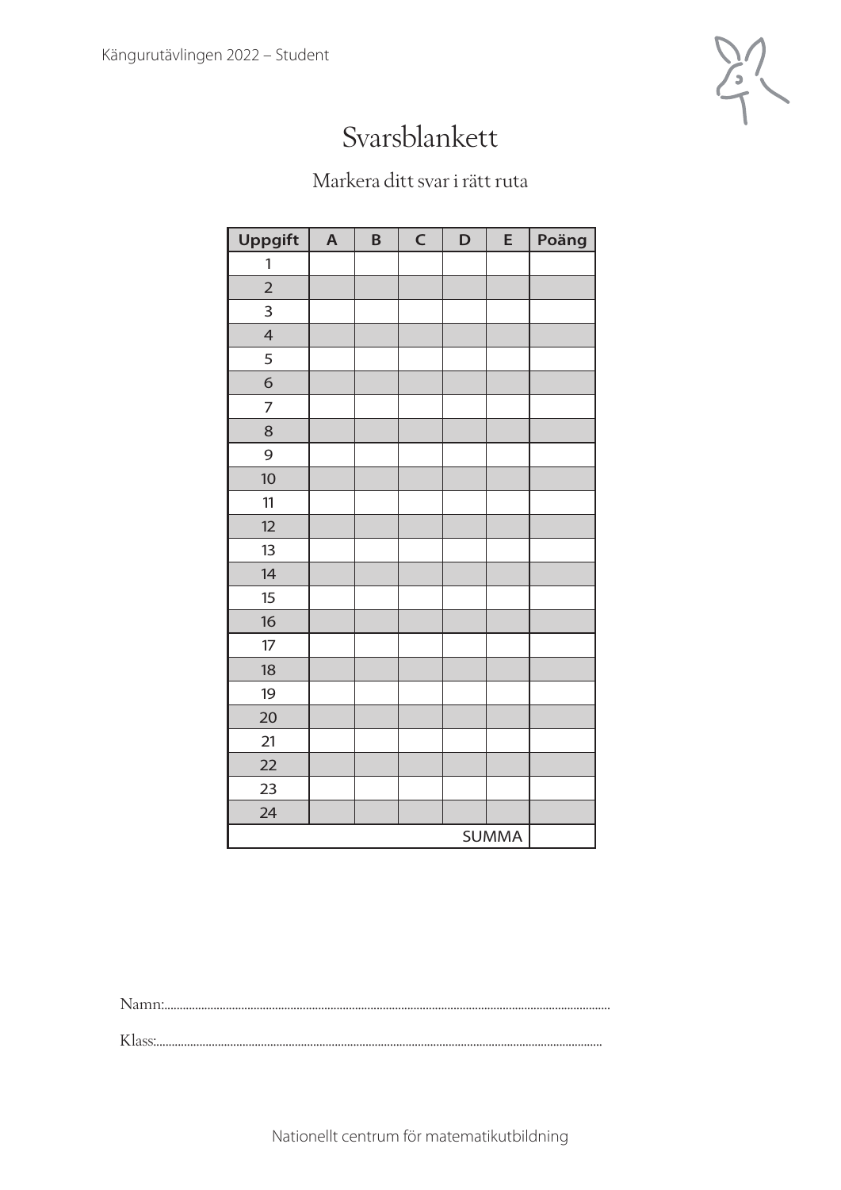# Svarsblankett

Markera ditt svar i rätt ruta

| Uppgift | A | B | C | D | E | Poäng |
|---|---|---|---|---|---|---|
| 1 | | | | | | |
| 2 | | | | | | |
| 3 | | | | | | |
| 4 | | | | | | |
| 5 | | | | | | |
| 6 | | | | | | |
| 7 | | | | | | |
| 8 | | | | | | |
| 9 | | | | | | |
| 10 | | | | | | |
| 11 | | | | | | |
| 12 | | | | | | |
| 13 | | | | | | |
| 14 | | | | | | |
| 15 | | | | | | |
| 16 | | | | | | |
| 17 | | | | | | |
| 18 | | | | | | |
| 19 | | | | | | |
| 20 | | | | | | |
| 21 | | | | | | |
| 22 | | | | | | |
| 23 | | | | | | |
| 24 | | | | | | |
| | | | | | SUMMA | |

Namn:......................................................................................................................................

Klass:....................................................................................................................................

Nationellt centrum för matematikutbildning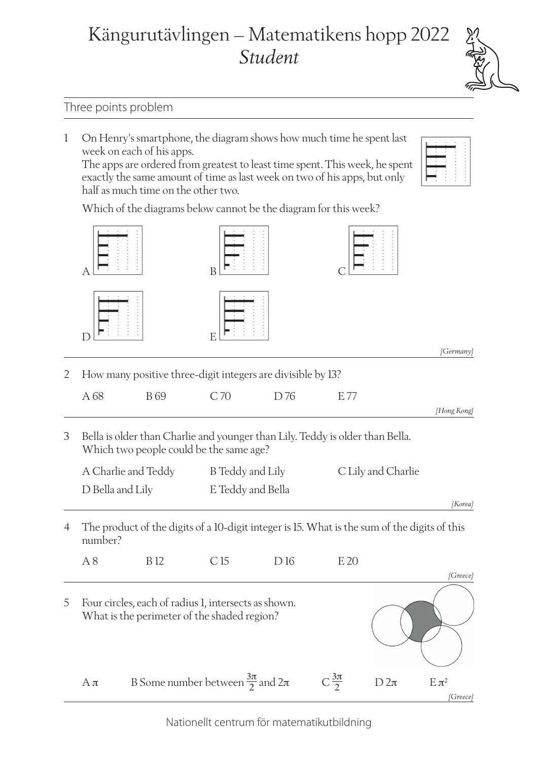Känguruтävlingen – Matematikens hopp 2022

*Student*

## Three points problem

1 On Henry's smartphone, the diagram shows how much time he spent last week on each of his apps. The apps are ordered from greatest to least time spent. This week, he spent exactly the same amount of time as last week on two of his apps, but only half as much time on the other two.

Which of the diagrams below cannot be the diagram for this week?

A B C D E

*[Germany]*

2 How many positive three-digit integers are divisible by 13?

A 68  B 69  C 70  D 76  E 77

*[Hong Kong]*

3 Bella is older than Charlie and younger than Lily. Teddy is older than Bella. Which two people could be the same age?

A Charlie and Teddy  B Teddy and Lily  C Lily and Charlie
D Bella and Lily  E Teddy and Bella

*[Korea]*

4 The product of the digits of a 10-digit integer is 15. What is the sum of the digits of this number?

A 8  B 12  C 15  D 16  E 20

*[Greece]*

5 Four circles, each of radius 1, intersects as shown. What is the perimeter of the shaded region?

A $\pi$  B Some number between $\frac{3\pi}{2}$ and $2\pi$  C $\frac{3\pi}{2}$  D $2\pi$  E $\pi^2$

*[Greece]*

Nationellt centrum för matematikutbildning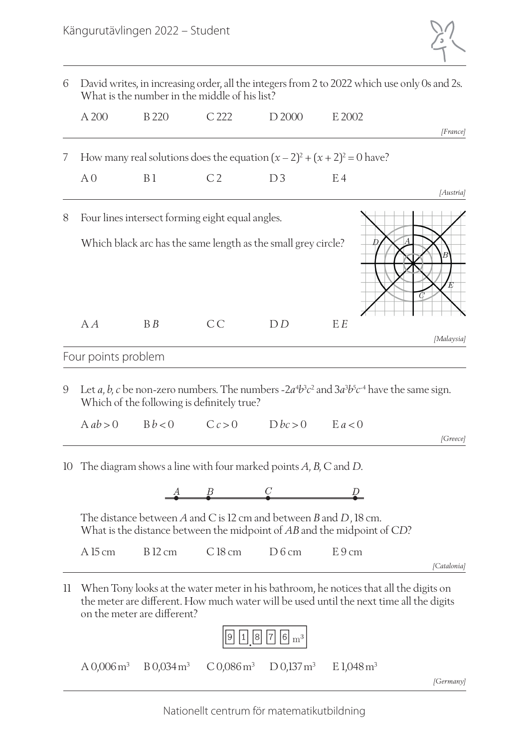6 David writes, in increasing order, all the integers from 2 to 2022 which use only 0s and 2s. What is the number in the middle of his list?

A 200 B 220 C 222 D 2000 E 2002

*[France]*

---

7 How many real solutions does the equation $(x - 2)^2 + (x + 2)^2 = 0$ have?

A 0 B 1 C 2 D 3 E 4

*[Austria]*

---

8 Four lines intersect forming eight equal angles.

Which black arc has the same length as the small grey circle?

A *A* B *B* C *C* D *D* E *E*

*[Malaysia]*

---

## Four points problem

9 Let *a*, *b*, *c* be non-zero numbers. The numbers $-2a^4b^3c^2$ and $3a^3b^5c^{-4}$ have the same sign. Which of the following is definitely true?

A $ab > 0$ B $b < 0$ C $c > 0$ D $bc > 0$ E $a < 0$

*[Greece]*

---

10 The diagram shows a line with four marked points *A*, *B*, C and *D*.

The distance between *A* and C is 12 cm and between *B* and *D*, 18 cm. What is the distance between the midpoint of *AB* and the midpoint of C*D*?

A 15 cm B 12 cm C 18 cm D 6 cm E 9 cm

*[Catalonia]*

---

11 When Tony looks at the water meter in his bathroom, he notices that all the digits on the meter are different. How much water will be used until the next time all the digits on the meter are different?

9 1 . 8 7 6 m³

A 0,006 m³ B 0,034 m³ C 0,086 m³ D 0,137 m³ E 1,048 m³

*[Germany]*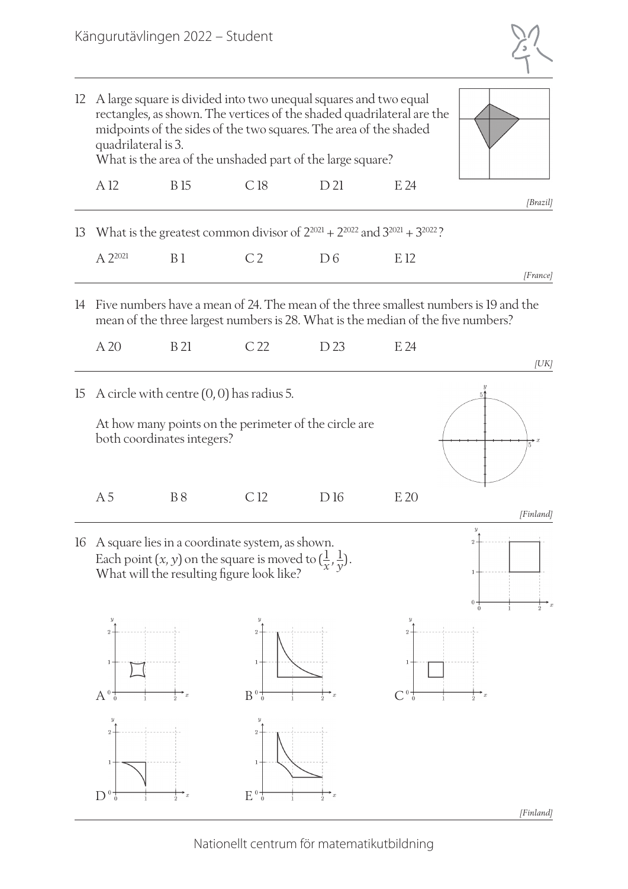12 A large square is divided into two unequal squares and two equal rectangles, as shown. The vertices of the shaded quadrilateral are the midpoints of the sides of the two squares. The area of the shaded quadrilateral is 3.
What is the area of the unshaded part of the large square?

A 12 B 15 C 18 D 21 E 24

*[Brazil]*

---

13 What is the greatest common divisor of $2^{2021} + 2^{2022}$ and $3^{2021} + 3^{2022}$?

A $2^{2021}$ B 1 C 2 D 6 E 12

*[France]*

---

14 Five numbers have a mean of 24. The mean of the three smallest numbers is 19 and the mean of the three largest numbers is 28. What is the median of the five numbers?

A 20 B 21 C 22 D 23 E 24

*[UK]*

---

15 A circle with centre $(0, 0)$ has radius 5.

At how many points on the perimeter of the circle are both coordinates integers?

A 5 B 8 C 12 D 16 E 20

*[Finland]*

---

16 A square lies in a coordinate system, as shown.
Each point $(x, y)$ on the square is moved to $(\frac{1}{x}, \frac{1}{y})$.
What will the resulting figure look like?

A B C D E

*[Finland]*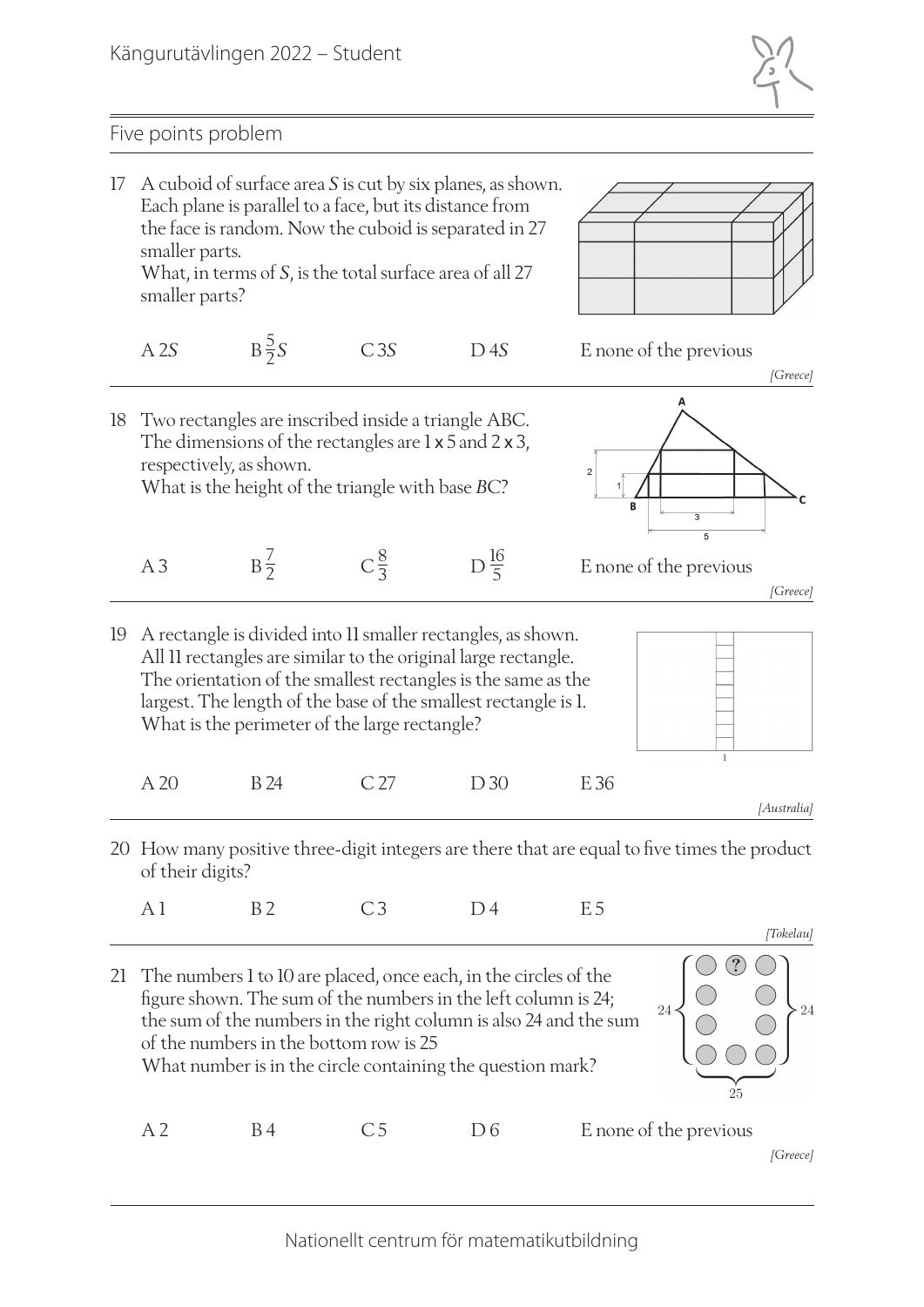## Five points problem

17 A cuboid of surface area $S$ is cut by six planes, as shown. Each plane is parallel to a face, but its distance from the face is random. Now the cuboid is separated in 27 smaller parts.
What, in terms of $S$, is the total surface area of all 27 smaller parts?

A $2S$ B $\frac{5}{2}S$ C $3S$ D $4S$ E none of the previous

*[Greece]*

---

18 Two rectangles are inscribed inside a triangle ABC. The dimensions of the rectangles are 1 x 5 and 2 x 3, respectively, as shown.
What is the height of the triangle with base $BC$?

A 3 B $\frac{7}{2}$ C $\frac{8}{3}$ D $\frac{16}{5}$ E none of the previous

*[Greece]*

---

19 A rectangle is divided into 11 smaller rectangles, as shown. All 11 rectangles are similar to the original large rectangle. The orientation of the smallest rectangles is the same as the largest. The length of the base of the smallest rectangle is 1.
What is the perimeter of the large rectangle?

A 20 B 24 C 27 D 30 E 36

*[Australia]*

---

20 How many positive three-digit integers are there that are equal to five times the product of their digits?

A 1 B 2 C 3 D 4 E 5

*[Tokelau]*

---

21 The numbers 1 to 10 are placed, once each, in the circles of the figure shown. The sum of the numbers in the left column is 24; the sum of the numbers in the right column is also 24 and the sum of the numbers in the bottom row is 25
What number is in the circle containing the question mark?

A 2 B 4 C 5 D 6 E none of the previous

*[Greece]*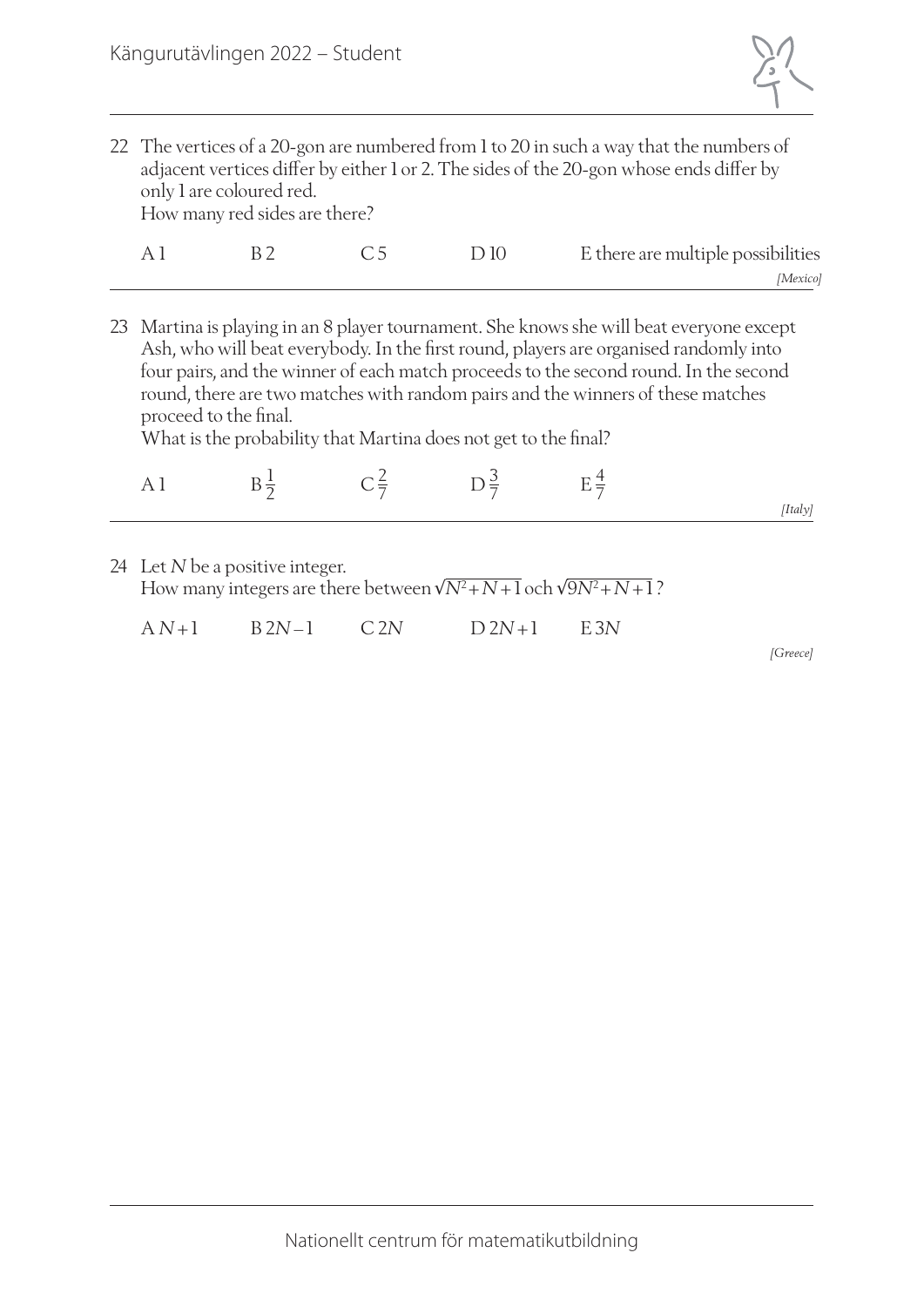22 The vertices of a 20-gon are numbered from 1 to 20 in such a way that the numbers of adjacent vertices differ by either 1 or 2. The sides of the 20-gon whose ends differ by only 1 are coloured red.
How many red sides are there?

A 1 B 2 C 5 D 10 E there are multiple possibilities

*[Mexico]*

23 Martina is playing in an 8 player tournament. She knows she will beat everyone except Ash, who will beat everybody. In the first round, players are organised randomly into four pairs, and the winner of each match proceeds to the second round. In the second round, there are two matches with random pairs and the winners of these matches proceed to the final.
What is the probability that Martina does not get to the final?

A 1 B $\frac{1}{2}$ C $\frac{2}{7}$ D $\frac{3}{7}$ E $\frac{4}{7}$

*[Italy]*

24 Let $N$ be a positive integer.
How many integers are there between $\sqrt{N^2+N+1}$ och $\sqrt{9N^2+N+1}$?

A $N+1$ B $2N-1$ C $2N$ D $2N+1$ E $3N$

*[Greece]*